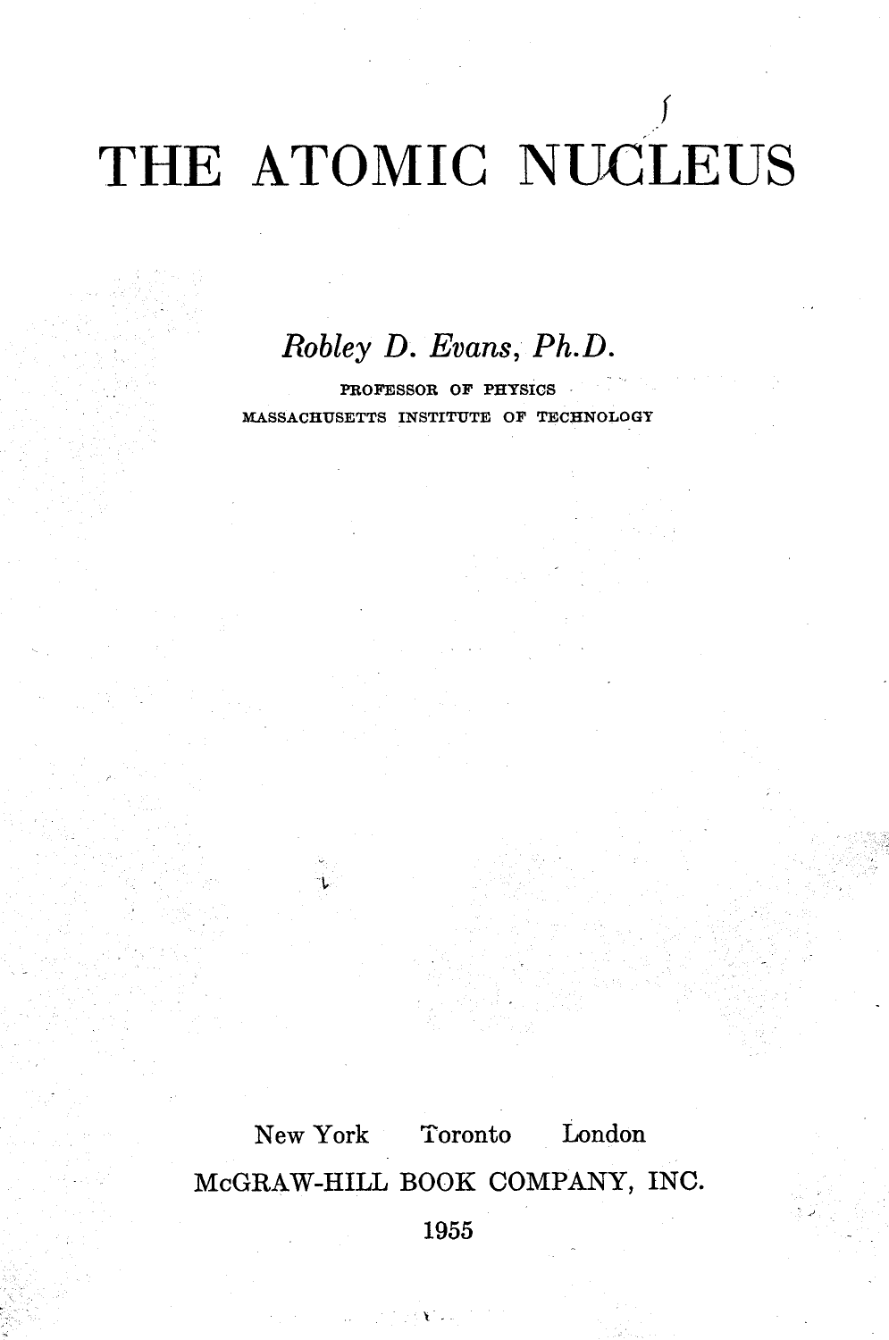# THE ATOMIC NUCLEUS

*Robley D. Evans, Ph.D.*

PROFESSOR OF PHYSICS
MASSACHUSETTS INSTITUTE OF TECHNOLOGY

New York Toronto London

McGRAW-HILL BOOK COMPANY, INC.

1955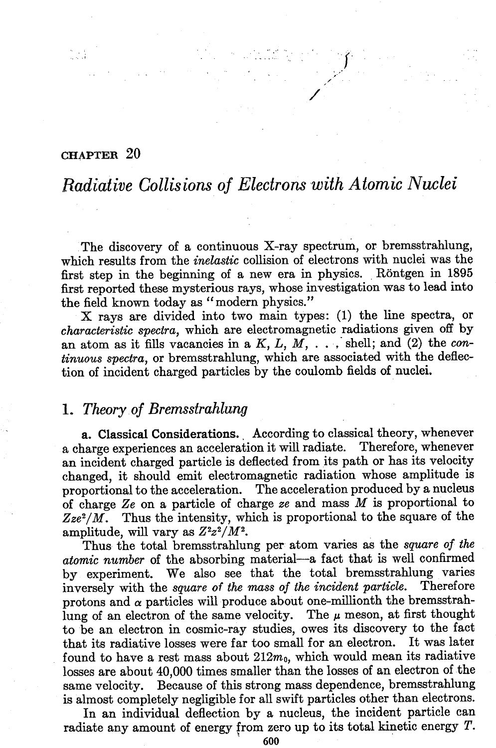CHAPTER 20

# *Radiative Collisions of Electrons with Atomic Nuclei*

The discovery of a continuous X-ray spectrum, or bremsstrahlung, which results from the *inelastic* collision of electrons with nuclei was the first step in the beginning of a new era in physics. Röntgen in 1895 first reported these mysterious rays, whose investigation was to lead into the field known today as "modern physics."

X rays are divided into two main types: (1) the line spectra, or *characteristic spectra*, which are electromagnetic radiations given off by an atom as it fills vacancies in a $K, L, M, \ldots$ shell; and (2) the *continuous spectra*, or bremsstrahlung, which are associated with the deflection of incident charged particles by the coulomb fields of nuclei.

## 1. *Theory of Bremsstrahlung*

**a. Classical Considerations.** According to classical theory, whenever a charge experiences an acceleration it will radiate. Therefore, whenever an incident charged particle is deflected from its path or has its velocity changed, it should emit electromagnetic radiation whose amplitude is proportional to the acceleration. The acceleration produced by a nucleus of charge $Ze$ on a particle of charge $ze$ and mass $M$ is proportional to $Zze^2/M$. Thus the intensity, which is proportional to the square of the amplitude, will vary as $Z^2z^2/M^2$.

Thus the total bremsstrahlung per atom varies as the *square of the atomic number* of the absorbing material—a fact that is well confirmed by experiment. We also see that the total bremsstrahlung varies inversely with the *square of the mass of the incident particle*. Therefore protons and $\alpha$ particles will produce about one-millionth the bremsstrahlung of an electron of the same velocity. The $\mu$ meson, at first thought to be an electron in cosmic-ray studies, owes its discovery to the fact that its radiative losses were far too small for an electron. It was later found to have a rest mass about $212m_0$, which would mean its radiative losses are about 40,000 times smaller than the losses of an electron of the same velocity. Because of this strong mass dependence, bremsstrahlung is almost completely negligible for all swift particles other than electrons.

In an individual deflection by a nucleus, the incident particle can radiate any amount of energy from zero up to its total kinetic energy $T$.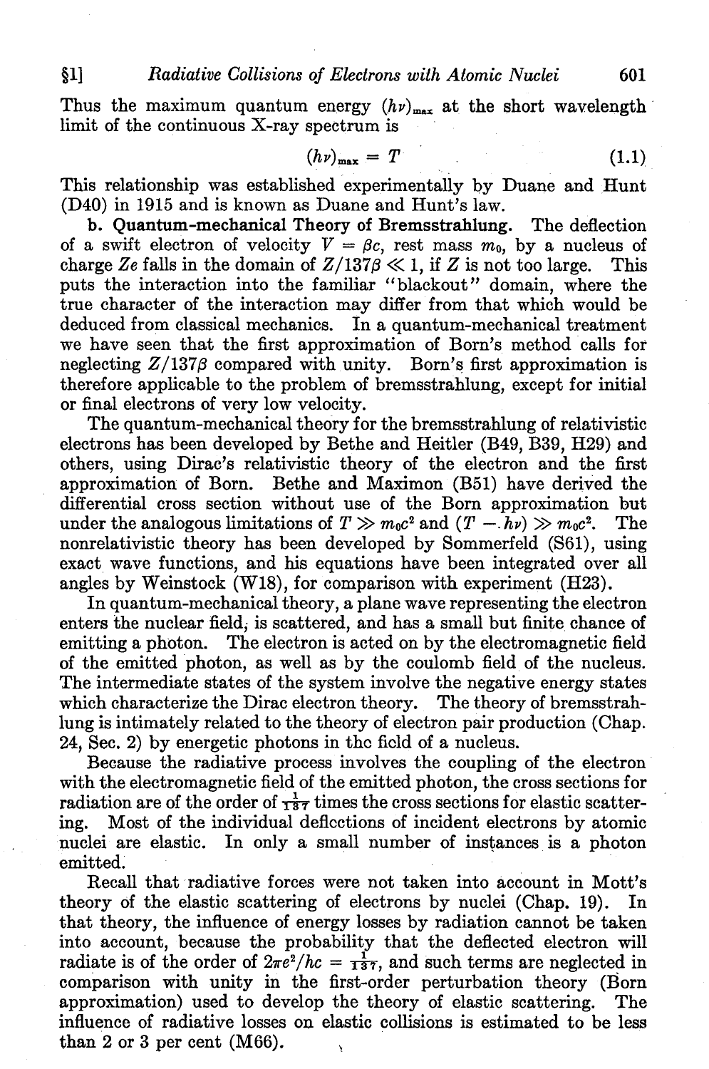Thus the maximum quantum energy $(h\nu)_{max}$ at the short wavelength limit of the continuous X-ray spectrum is

$$(h\nu)_{max} = T \tag{1.1}$$

This relationship was established experimentally by Duane and Hunt (D40) in 1915 and is known as Duane and Hunt's law.

**b. Quantum-mechanical Theory of Bremsstrahlung.** The deflection of a swift electron of velocity $V = \beta c$, rest mass $m_0$, by a nucleus of charge $Ze$ falls in the domain of $Z/137\beta \ll 1$, if $Z$ is not too large. This puts the interaction into the familiar "blackout" domain, where the true character of the interaction may differ from that which would be deduced from classical mechanics. In a quantum-mechanical treatment we have seen that the first approximation of Born's method calls for neglecting $Z/137\beta$ compared with unity. Born's first approximation is therefore applicable to the problem of bremsstrahlung, except for initial or final electrons of very low velocity.

The quantum-mechanical theory for the bremsstrahlung of relativistic electrons has been developed by Bethe and Heitler (B49, B39, H29) and others, using Dirac's relativistic theory of the electron and the first approximation of Born. Bethe and Maximon (B51) have derived the differential cross section without use of the Born approximation but under the analogous limitations of $T \gg m_0c^2$ and $(T - h\nu) \gg m_0c^2$. The nonrelativistic theory has been developed by Sommerfeld (S61), using exact wave functions, and his equations have been integrated over all angles by Weinstock (W18), for comparison with experiment (H23).

In quantum-mechanical theory, a plane wave representing the electron enters the nuclear field, is scattered, and has a small but finite chance of emitting a photon. The electron is acted on by the electromagnetic field of the emitted photon, as well as by the coulomb field of the nucleus. The intermediate states of the system involve the negative energy states which characterize the Dirac electron theory. The theory of bremsstrahlung is intimately related to the theory of electron pair production (Chap. 24, Sec. 2) by energetic photons in the field of a nucleus.

Because the radiative process involves the coupling of the electron with the electromagnetic field of the emitted photon, the cross sections for radiation are of the order of $\frac{1}{137}$ times the cross sections for elastic scattering. Most of the individual deflections of incident electrons by atomic nuclei are elastic. In only a small number of instances is a photon emitted.

Recall that radiative forces were not taken into account in Mott's theory of the elastic scattering of electrons by nuclei (Chap. 19). In that theory, the influence of energy losses by radiation cannot be taken into account, because the probability that the deflected electron will radiate is of the order of $2\pi e^2/hc = \frac{1}{137}$, and such terms are neglected in comparison with unity in the first-order perturbation theory (Born approximation) used to develop the theory of elastic scattering. The influence of radiative losses on elastic collisions is estimated to be less than 2 or 3 per cent (M66).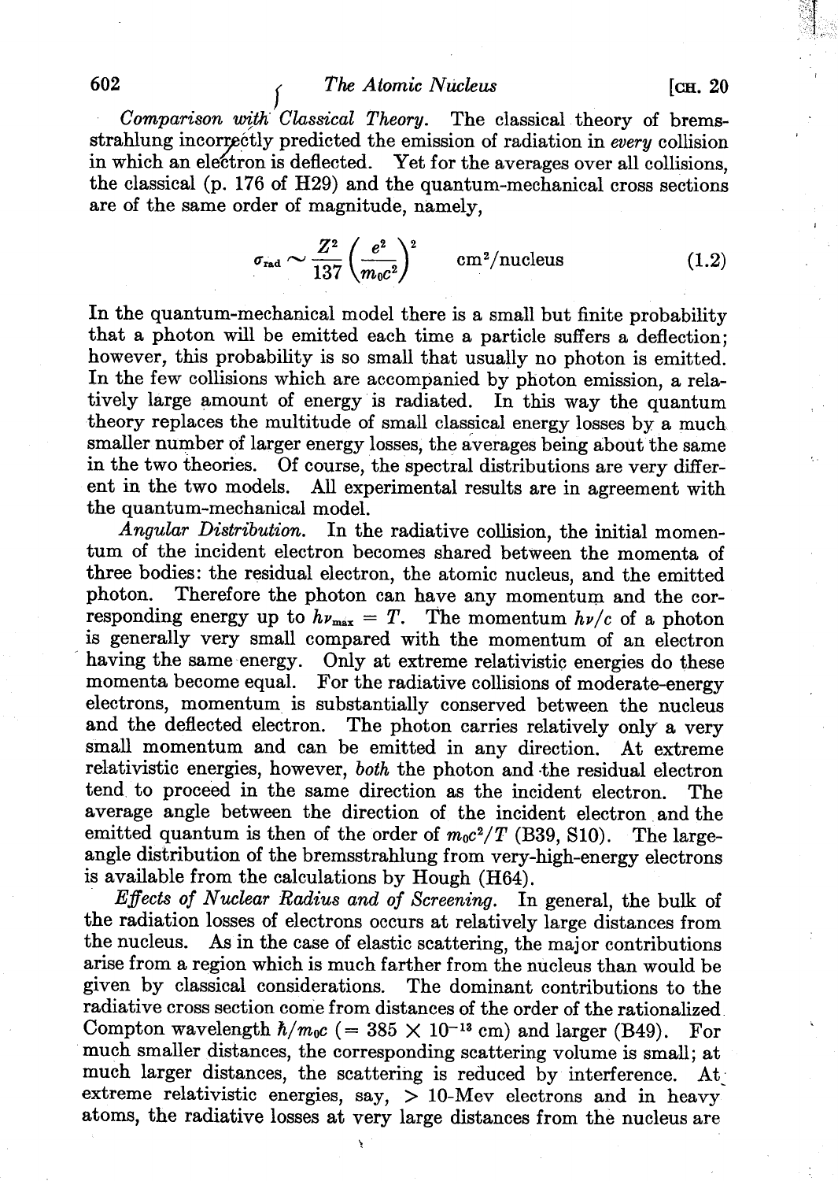*Comparison with Classical Theory.* The classical theory of bremsstrahlung incorrectly predicted the emission of radiation in *every* collision in which an electron is deflected. Yet for the averages over all collisions, the classical (p. 176 of H29) and the quantum-mechanical cross sections are of the same order of magnitude, namely,

$$\sigma_{\text{rad}} \sim \frac{Z^2}{137}\left(\frac{e^2}{m_0c^2}\right)^2 \qquad \text{cm}^2/\text{nucleus} \tag{1.2}$$

In the quantum-mechanical model there is a small but finite probability that a photon will be emitted each time a particle suffers a deflection; however, this probability is so small that usually no photon is emitted. In the few collisions which are accompanied by photon emission, a relatively large amount of energy is radiated. In this way the quantum theory replaces the multitude of small classical energy losses by a much smaller number of larger energy losses, the averages being about the same in the two theories. Of course, the spectral distributions are very different in the two models. All experimental results are in agreement with the quantum-mechanical model.

*Angular Distribution.* In the radiative collision, the initial momentum of the incident electron becomes shared between the momenta of three bodies: the residual electron, the atomic nucleus, and the emitted photon. Therefore the photon can have any momentum and the corresponding energy up to $h\nu_{\max} = T$. The momentum $h\nu/c$ of a photon is generally very small compared with the momentum of an electron having the same energy. Only at extreme relativistic energies do these momenta become equal. For the radiative collisions of moderate-energy electrons, momentum is substantially conserved between the nucleus and the deflected electron. The photon carries relatively only a very small momentum and can be emitted in any direction. At extreme relativistic energies, however, *both* the photon and the residual electron tend to proceed in the same direction as the incident electron. The average angle between the direction of the incident electron and the emitted quantum is then of the order of $m_0c^2/T$ (B39, S10). The large-angle distribution of the bremsstrahlung from very-high-energy electrons is available from the calculations by Hough (H64).

*Effects of Nuclear Radius and of Screening.* In general, the bulk of the radiation losses of electrons occurs at relatively large distances from the nucleus. As in the case of elastic scattering, the major contributions arise from a region which is much farther from the nucleus than would be given by classical considerations. The dominant contributions to the radiative cross section come from distances of the order of the rationalized Compton wavelength $\hbar/m_0c$ ($= 385 \times 10^{-13}$ cm) and larger (B49). For much smaller distances, the corresponding scattering volume is small; at much larger distances, the scattering is reduced by interference. At extreme relativistic energies, say, $> 10$-Mev electrons and in heavy atoms, the radiative losses at very large distances from the nucleus are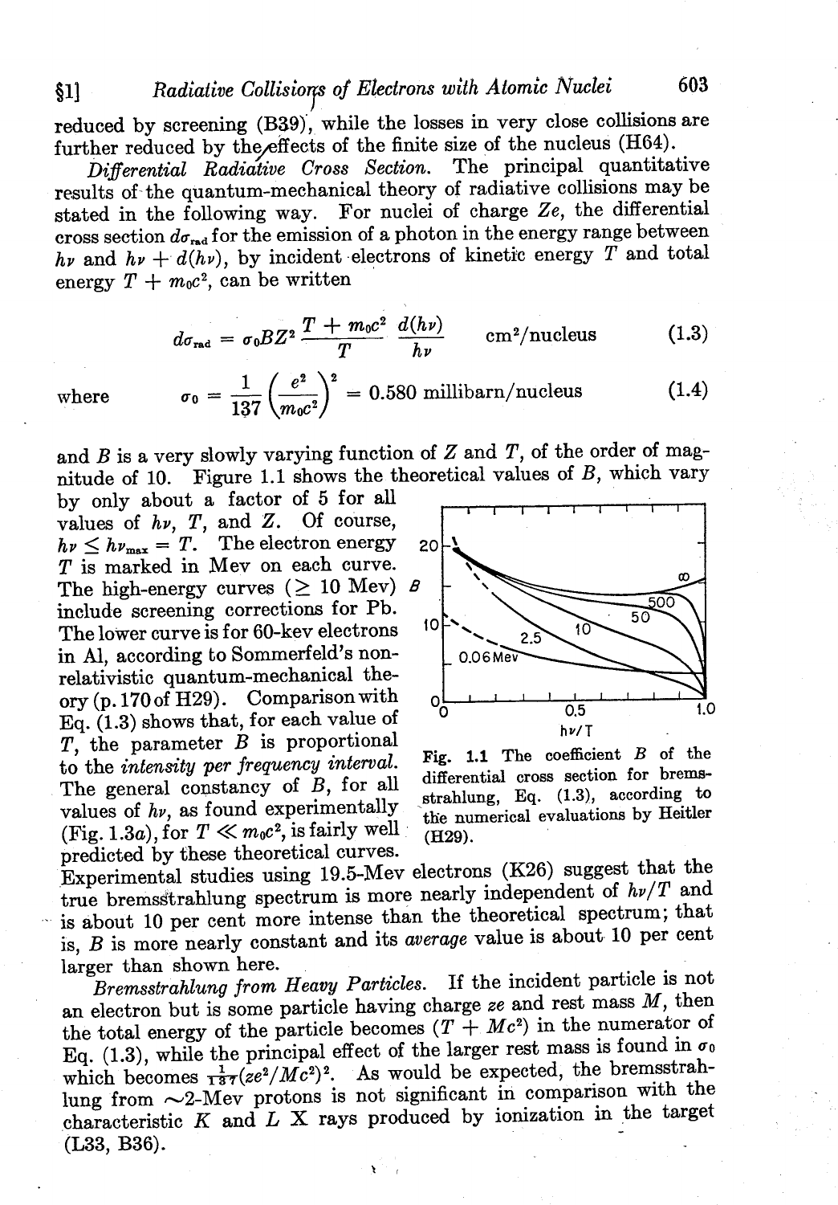reduced by screening (B39), while the losses in very close collisions are further reduced by the effects of the finite size of the nucleus (H64).

*Differential Radiative Cross Section.* The principal quantitative results of the quantum-mechanical theory of radiative collisions may be stated in the following way. For nuclei of charge $Ze$, the differential cross section $d\sigma_{rad}$ for the emission of a photon in the energy range between $h\nu$ and $h\nu + d(h\nu)$, by incident electrons of kinetic energy $T$ and total energy $T + m_0c^2$, can be written

$$d\sigma_{rad} = \sigma_0 B Z^2 \frac{T + m_0c^2}{T} \frac{d(h\nu)}{h\nu} \qquad \text{cm}^2/\text{nucleus} \tag{1.3}$$

where

$$\sigma_0 = \frac{1}{137}\left(\frac{e^2}{m_0c^2}\right)^2 = 0.580 \text{ millibarn/nucleus} \tag{1.4}$$

and $B$ is a very slowly varying function of $Z$ and $T$, of the order of magnitude of 10. Figure 1.1 shows the theoretical values of $B$, which vary by only about a factor of 5 for all values of $h\nu$, $T$, and $Z$. Of course, $h\nu \leq h\nu_{max} = T$. The electron energy $T$ is marked in Mev on each curve. The high-energy curves ($\geq$ 10 Mev) include screening corrections for Pb. The lower curve is for 60-kev electrons in Al, according to Sommerfeld's nonrelativistic quantum-mechanical theory (p. 170 of H29). Comparison with Eq. (1.3) shows that, for each value of $T$, the parameter $B$ is proportional to the *intensity per frequency interval.* The general constancy of $B$, for all values of $h\nu$, as found experimentally (Fig. 1.3*a*), for $T \ll m_0c^2$, is fairly well predicted by these theoretical curves.

20
B
10
0
0
0.5
1.0
$h\nu/T$
∞
500
50
10
2.5
0.06 Mev

**Fig. 1.1** The coefficient $B$ of the differential cross section for bremsstrahlung, Eq. (1.3), according to the numerical evaluations by Heitler (H29).

Experimental studies using 19.5-Mev electrons (K26) suggest that the true bremsstrahlung spectrum is more nearly independent of $h\nu/T$ and is about 10 per cent more intense than the theoretical spectrum; that is, $B$ is more nearly constant and its *average* value is about 10 per cent larger than shown here.

*Bremsstrahlung from Heavy Particles.* If the incident particle is not an electron but is some particle having charge $ze$ and rest mass $M$, then the total energy of the particle becomes $(T + Mc^2)$ in the numerator of Eq. (1.3), while the principal effect of the larger rest mass is found in $\sigma_0$ which becomes $\frac{1}{137}(ze^2/Mc^2)^2$. As would be expected, the bremsstrahlung from ~2-Mev protons is not significant in comparison with the characteristic $K$ and $L$ X rays produced by ionization in the target (L33, B36).